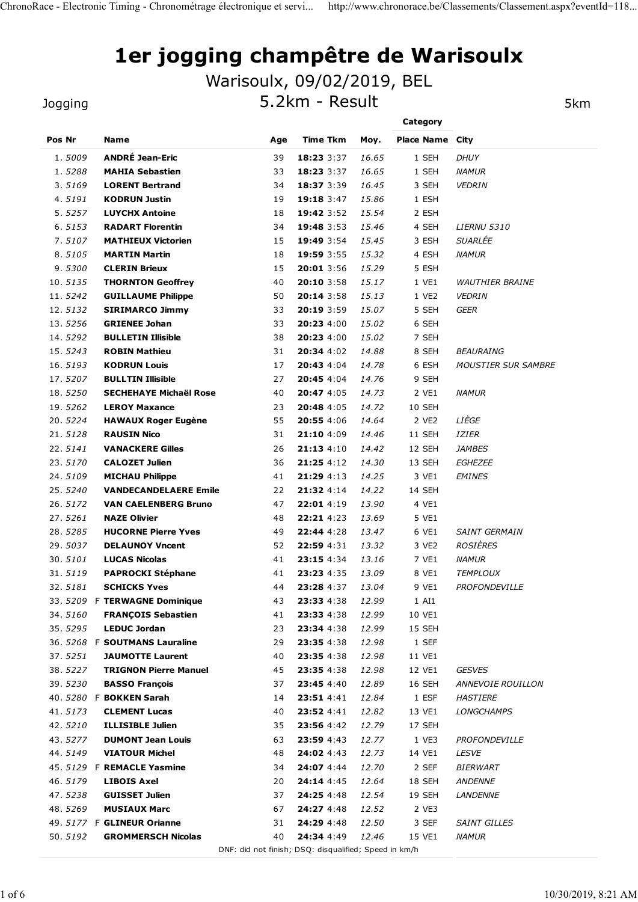# 1er jogging champêtre de Warisoulx

Warisoulx, 09/02/2019, BEL

Jogging — 5.2km - Result — 5km

| Pos | Nr | | Name | Age | Time | Tkm | Moy. | Category Place | Category Name | City |
|---|---|---|---|---|---|---|---|---|---|---|
| 1. | 5009 | | **ANDRÉ Jean-Eric** | 39 | **18:23** | 3:37 | 16.65 | 1 | SEH | DHUY |
| 1. | 5288 | | **MAHIA Sebastien** | 33 | **18:23** | 3:37 | 16.65 | 1 | SEH | NAMUR |
| 3. | 5169 | | **LORENT Bertrand** | 34 | **18:37** | 3:39 | 16.45 | 3 | SEH | VEDRIN |
| 4. | 5191 | | **KODRUN Justin** | 19 | **19:18** | 3:47 | 15.86 | 1 | ESH | |
| 5. | 5257 | | **LUYCHX Antoine** | 18 | **19:42** | 3:52 | 15.54 | 2 | ESH | |
| 6. | 5153 | | **RADART Florentin** | 34 | **19:48** | 3:53 | 15.46 | 4 | SEH | LIERNU 5310 |
| 7. | 5107 | | **MATHIEUX Victorien** | 15 | **19:49** | 3:54 | 15.45 | 3 | ESH | SUARLÉE |
| 8. | 5105 | | **MARTIN Martin** | 18 | **19:59** | 3:55 | 15.32 | 4 | ESH | NAMUR |
| 9. | 5300 | | **CLERIN Brieux** | 15 | **20:01** | 3:56 | 15.29 | 5 | ESH | |
| 10. | 5135 | | **THORNTON Geoffrey** | 40 | **20:10** | 3:58 | 15.17 | 1 | VE1 | WAUTHIER BRAINE |
| 11. | 5242 | | **GUILLAUME Philippe** | 50 | **20:14** | 3:58 | 15.13 | 1 | VE2 | VEDRIN |
| 12. | 5132 | | **SIRIMARCO Jimmy** | 33 | **20:19** | 3:59 | 15.07 | 5 | SEH | GEER |
| 13. | 5256 | | **GRIENEE Johan** | 33 | **20:23** | 4:00 | 15.02 | 6 | SEH | |
| 14. | 5292 | | **BULLETIN Illisible** | 38 | **20:23** | 4:00 | 15.02 | 7 | SEH | |
| 15. | 5243 | | **ROBIN Mathieu** | 31 | **20:34** | 4:02 | 14.88 | 8 | SEH | BEAURAING |
| 16. | 5193 | | **KODRUN Louis** | 17 | **20:43** | 4:04 | 14.78 | 6 | ESH | MOUSTIER SUR SAMBRE |
| 17. | 5207 | | **BULLTIN Illisible** | 27 | **20:45** | 4:04 | 14.76 | 9 | SEH | |
| 18. | 5250 | | **SECHEHAYE Michaël Rose** | 40 | **20:47** | 4:05 | 14.73 | 2 | VE1 | NAMUR |
| 19. | 5262 | | **LEROY Maxance** | 23 | **20:48** | 4:05 | 14.72 | 10 | SEH | |
| 20. | 5224 | | **HAWAUX Roger Eugène** | 55 | **20:55** | 4:06 | 14.64 | 2 | VE2 | LIÈGE |
| 21. | 5128 | | **RAUSIN Nico** | 31 | **21:10** | 4:09 | 14.46 | 11 | SEH | IZIER |
| 22. | 5141 | | **VANACKERE Gilles** | 26 | **21:13** | 4:10 | 14.42 | 12 | SEH | JAMBES |
| 23. | 5170 | | **CALOZET Julien** | 36 | **21:25** | 4:12 | 14.30 | 13 | SEH | EGHEZEE |
| 24. | 5109 | | **MICHAU Philippe** | 41 | **21:29** | 4:13 | 14.25 | 3 | VE1 | EMINES |
| 25. | 5240 | | **VANDECANDELAERE Emile** | 22 | **21:32** | 4:14 | 14.22 | 14 | SEH | |
| 26. | 5172 | | **VAN CAELENBERG Bruno** | 47 | **22:01** | 4:19 | 13.90 | 4 | VE1 | |
| 27. | 5261 | | **NAZE Olivier** | 48 | **22:21** | 4:23 | 13.69 | 5 | VE1 | |
| 28. | 5285 | | **HUCORNE Pierre Yves** | 49 | **22:44** | 4:28 | 13.47 | 6 | VE1 | SAINT GERMAIN |
| 29. | 5037 | | **DELAUNOY Vncent** | 52 | **22:59** | 4:31 | 13.32 | 3 | VE2 | ROSIÈRES |
| 30. | 5101 | | **LUCAS Nicolas** | 41 | **23:15** | 4:34 | 13.16 | 7 | VE1 | NAMUR |
| 31. | 5119 | | **PAPROCKI Stéphane** | 41 | **23:23** | 4:35 | 13.09 | 8 | VE1 | TEMPLOUX |
| 32. | 5181 | | **SCHICKS Yves** | 44 | **23:28** | 4:37 | 13.04 | 9 | VE1 | PROFONDEVILLE |
| 33. | 5209 | F | **TERWAGNE Dominique** | 43 | **23:33** | 4:38 | 12.99 | 1 | AI1 | |
| 34. | 5160 | | **FRANÇOIS Sebastien** | 41 | **23:33** | 4:38 | 12.99 | 10 | VE1 | |
| 35. | 5295 | | **LEDUC Jordan** | 23 | **23:34** | 4:38 | 12.99 | 15 | SEH | |
| 36. | 5268 | F | **SOUTMANS Lauraline** | 29 | **23:35** | 4:38 | 12.98 | 1 | SEF | |
| 37. | 5251 | | **JAUMOTTE Laurent** | 40 | **23:35** | 4:38 | 12.98 | 11 | VE1 | |
| 38. | 5227 | | **TRIGNON Pierre Manuel** | 45 | **23:35** | 4:38 | 12.98 | 12 | VE1 | GESVES |
| 39. | 5230 | | **BASSO François** | 37 | **23:45** | 4:40 | 12.89 | 16 | SEH | ANNEVOIE ROUILLON |
| 40. | 5280 | F | **BOKKEN Sarah** | 14 | **23:51** | 4:41 | 12.84 | 1 | ESF | HASTIERE |
| 41. | 5173 | | **CLEMENT Lucas** | 40 | **23:52** | 4:41 | 12.82 | 13 | VE1 | LONGCHAMPS |
| 42. | 5210 | | **ILLISIBLE Julien** | 35 | **23:56** | 4:42 | 12.79 | 17 | SEH | |
| 43. | 5277 | | **DUMONT Jean Louis** | 63 | **23:59** | 4:43 | 12.77 | 1 | VE3 | PROFONDEVILLE |
| 44. | 5149 | | **VIATOUR Michel** | 48 | **24:02** | 4:43 | 12.73 | 14 | VE1 | LESVE |
| 45. | 5129 | F | **REMACLE Yasmine** | 34 | **24:07** | 4:44 | 12.70 | 2 | SEF | BIERWART |
| 46. | 5179 | | **LIBOIS Axel** | 20 | **24:14** | 4:45 | 12.64 | 18 | SEH | ANDENNE |
| 47. | 5238 | | **GUISSET Julien** | 37 | **24:25** | 4:48 | 12.54 | 19 | SEH | LANDENNE |
| 48. | 5269 | | **MUSIAUX Marc** | 67 | **24:27** | 4:48 | 12.52 | 2 | VE3 | |
| 49. | 5177 | F | **GLINEUR Orianne** | 31 | **24:29** | 4:48 | 12.50 | 3 | SEF | SAINT GILLES |
| 50. | 5192 | | **GROMMERSCH Nicolas** | 40 | **24:34** | 4:49 | 12.46 | 15 | VE1 | NAMUR |

DNF: did not finish; DSQ: disqualified; Speed in km/h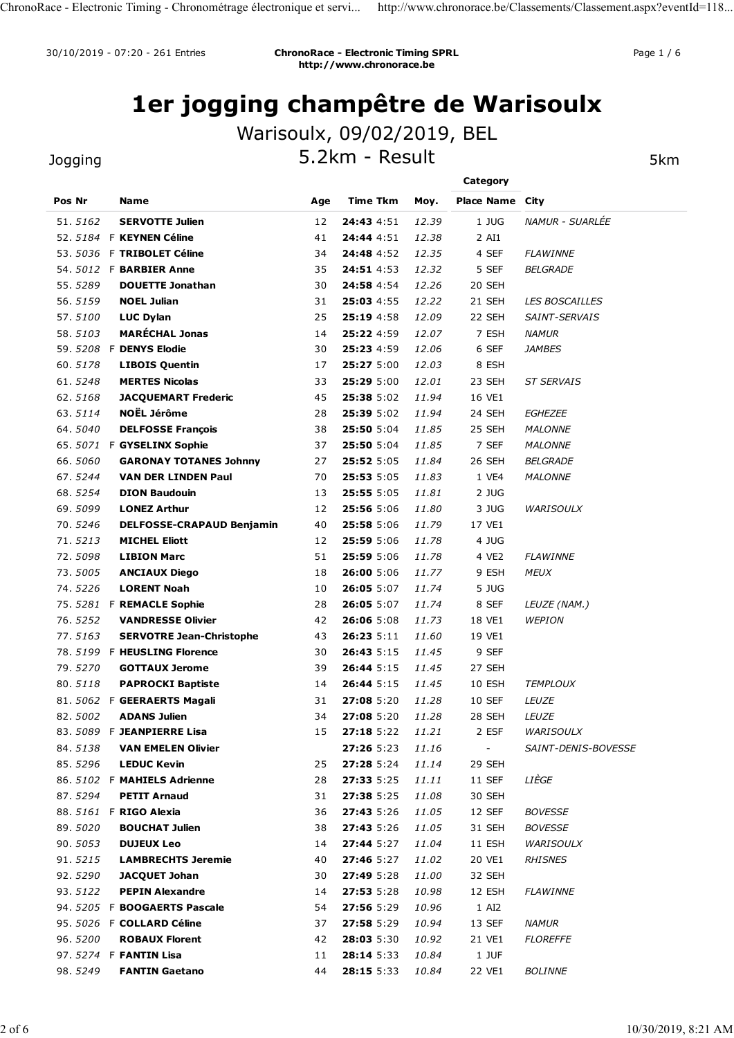30/10/2019 - 07:20 - 261 Entries

**ChronoRace - Electronic Timing SPRL**
**http://www.chronorace.be**

Page 1 / 6

# 1er jogging champêtre de Warisoulx

## Warisoulx, 09/02/2019, BEL

Jogging

## 5.2km - Result

5km

| Pos | Nr | | Name | Age | Time | Tkm | Moy. | Category Place | Category Name | City |
|---|---|---|---|---|---|---|---|---|---|---|
| 51. | *5162* | | **SERVOTTE Julien** | 12 | **24:43** | 4:51 | *12.39* | 1 | JUG | *NAMUR - SUARLÉE* |
| 52. | *5184* | F | **KEYNEN Céline** | 41 | **24:44** | 4:51 | *12.38* | 2 | AI1 | |
| 53. | *5036* | F | **TRIBOLET Céline** | 34 | **24:48** | 4:52 | *12.35* | 4 | SEF | *FLAWINNE* |
| 54. | *5012* | F | **BARBIER Anne** | 35 | **24:51** | 4:53 | *12.32* | 5 | SEF | *BELGRADE* |
| 55. | *5289* | | **DOUETTE Jonathan** | 30 | **24:58** | 4:54 | *12.26* | 20 | SEH | |
| 56. | *5159* | | **NOEL Julian** | 31 | **25:03** | 4:55 | *12.22* | 21 | SEH | *LES BOSCAILLES* |
| 57. | *5100* | | **LUC Dylan** | 25 | **25:19** | 4:58 | *12.09* | 22 | SEH | *SAINT-SERVAIS* |
| 58. | *5103* | | **MARÉCHAL Jonas** | 14 | **25:22** | 4:59 | *12.07* | 7 | ESH | *NAMUR* |
| 59. | *5208* | F | **DENYS Elodie** | 30 | **25:23** | 4:59 | *12.06* | 6 | SEF | *JAMBES* |
| 60. | *5178* | | **LIBOIS Quentin** | 17 | **25:27** | 5:00 | *12.03* | 8 | ESH | |
| 61. | *5248* | | **MERTES Nicolas** | 33 | **25:29** | 5:00 | *12.01* | 23 | SEH | *ST SERVAIS* |
| 62. | *5168* | | **JACQUEMART Frederic** | 45 | **25:38** | 5:02 | *11.94* | 16 | VE1 | |
| 63. | *5114* | | **NOËL Jérôme** | 28 | **25:39** | 5:02 | *11.94* | 24 | SEH | *EGHEZEE* |
| 64. | *5040* | | **DELFOSSE François** | 38 | **25:50** | 5:04 | *11.85* | 25 | SEH | *MALONNE* |
| 65. | *5071* | F | **GYSELINX Sophie** | 37 | **25:50** | 5:04 | *11.85* | 7 | SEF | *MALONNE* |
| 66. | *5060* | | **GARONAY TOTANES Johnny** | 27 | **25:52** | 5:05 | *11.84* | 26 | SEH | *BELGRADE* |
| 67. | *5244* | | **VAN DER LINDEN Paul** | 70 | **25:53** | 5:05 | *11.83* | 1 | VE4 | *MALONNE* |
| 68. | *5254* | | **DION Baudouin** | 13 | **25:55** | 5:05 | *11.81* | 2 | JUG | |
| 69. | *5099* | | **LONEZ Arthur** | 12 | **25:56** | 5:06 | *11.80* | 3 | JUG | *WARISOULX* |
| 70. | *5246* | | **DELFOSSE-CRAPAUD Benjamin** | 40 | **25:58** | 5:06 | *11.79* | 17 | VE1 | |
| 71. | *5213* | | **MICHEL Eliott** | 12 | **25:59** | 5:06 | *11.78* | 4 | JUG | |
| 72. | *5098* | | **LIBION Marc** | 51 | **25:59** | 5:06 | *11.78* | 4 | VE2 | *FLAWINNE* |
| 73. | *5005* | | **ANCIAUX Diego** | 18 | **26:00** | 5:06 | *11.77* | 9 | ESH | *MEUX* |
| 74. | *5226* | | **LORENT Noah** | 10 | **26:05** | 5:07 | *11.74* | 5 | JUG | |
| 75. | *5281* | F | **REMACLE Sophie** | 28 | **26:05** | 5:07 | *11.74* | 8 | SEF | *LEUZE (NAM.)* |
| 76. | *5252* | | **VANDRESSE Olivier** | 42 | **26:06** | 5:08 | *11.73* | 18 | VE1 | *WEPION* |
| 77. | *5163* | | **SERVOTRE Jean-Christophe** | 43 | **26:23** | 5:11 | *11.60* | 19 | VE1 | |
| 78. | *5199* | F | **HEUSLING Florence** | 30 | **26:43** | 5:15 | *11.45* | 9 | SEF | |
| 79. | *5270* | | **GOTTAUX Jerome** | 39 | **26:44** | 5:15 | *11.45* | 27 | SEH | |
| 80. | *5118* | | **PAPROCKI Baptiste** | 14 | **26:44** | 5:15 | *11.45* | 10 | ESH | *TEMPLOUX* |
| 81. | *5062* | F | **GEERAERTS Magali** | 31 | **27:08** | 5:20 | *11.28* | 10 | SEF | *LEUZE* |
| 82. | *5002* | | **ADANS Julien** | 34 | **27:08** | 5:20 | *11.28* | 28 | SEH | *LEUZE* |
| 83. | *5089* | F | **JEANPIERRE Lisa** | 15 | **27:18** | 5:22 | *11.21* | 2 | ESF | *WARISOULX* |
| 84. | *5138* | | **VAN EMELEN Olivier** | | **27:26** | 5:23 | *11.16* | - | | *SAINT-DENIS-BOVESSE* |
| 85. | *5296* | | **LEDUC Kevin** | 25 | **27:28** | 5:24 | *11.14* | 29 | SEH | |
| 86. | *5102* | F | **MAHIELS Adrienne** | 28 | **27:33** | 5:25 | *11.11* | 11 | SEF | *LIÈGE* |
| 87. | *5294* | | **PETIT Arnaud** | 31 | **27:38** | 5:25 | *11.08* | 30 | SEH | |
| 88. | *5161* | F | **RIGO Alexia** | 36 | **27:43** | 5:26 | *11.05* | 12 | SEF | *BOVESSE* |
| 89. | *5020* | | **BOUCHAT Julien** | 38 | **27:43** | 5:26 | *11.05* | 31 | SEH | *BOVESSE* |
| 90. | *5053* | | **DUJEUX Leo** | 14 | **27:44** | 5:27 | *11.04* | 11 | ESH | *WARISOULX* |
| 91. | *5215* | | **LAMBRECHTS Jeremie** | 40 | **27:46** | 5:27 | *11.02* | 20 | VE1 | *RHISNES* |
| 92. | *5290* | | **JACQUET Johan** | 30 | **27:49** | 5:28 | *11.00* | 32 | SEH | |
| 93. | *5122* | | **PEPIN Alexandre** | 14 | **27:53** | 5:28 | *10.98* | 12 | ESH | *FLAWINNE* |
| 94. | *5205* | F | **BOOGAERTS Pascale** | 54 | **27:56** | 5:29 | *10.96* | 1 | AI2 | |
| 95. | *5026* | F | **COLLARD Céline** | 37 | **27:58** | 5:29 | *10.94* | 13 | SEF | *NAMUR* |
| 96. | *5200* | | **ROBAUX Florent** | 42 | **28:03** | 5:30 | *10.92* | 21 | VE1 | *FLOREFFE* |
| 97. | *5274* | F | **FANTIN Lisa** | 11 | **28:14** | 5:33 | *10.84* | 1 | JUF | |
| 98. | *5249* | | **FANTIN Gaetano** | 44 | **28:15** | 5:33 | *10.84* | 22 | VE1 | *BOLINNE* |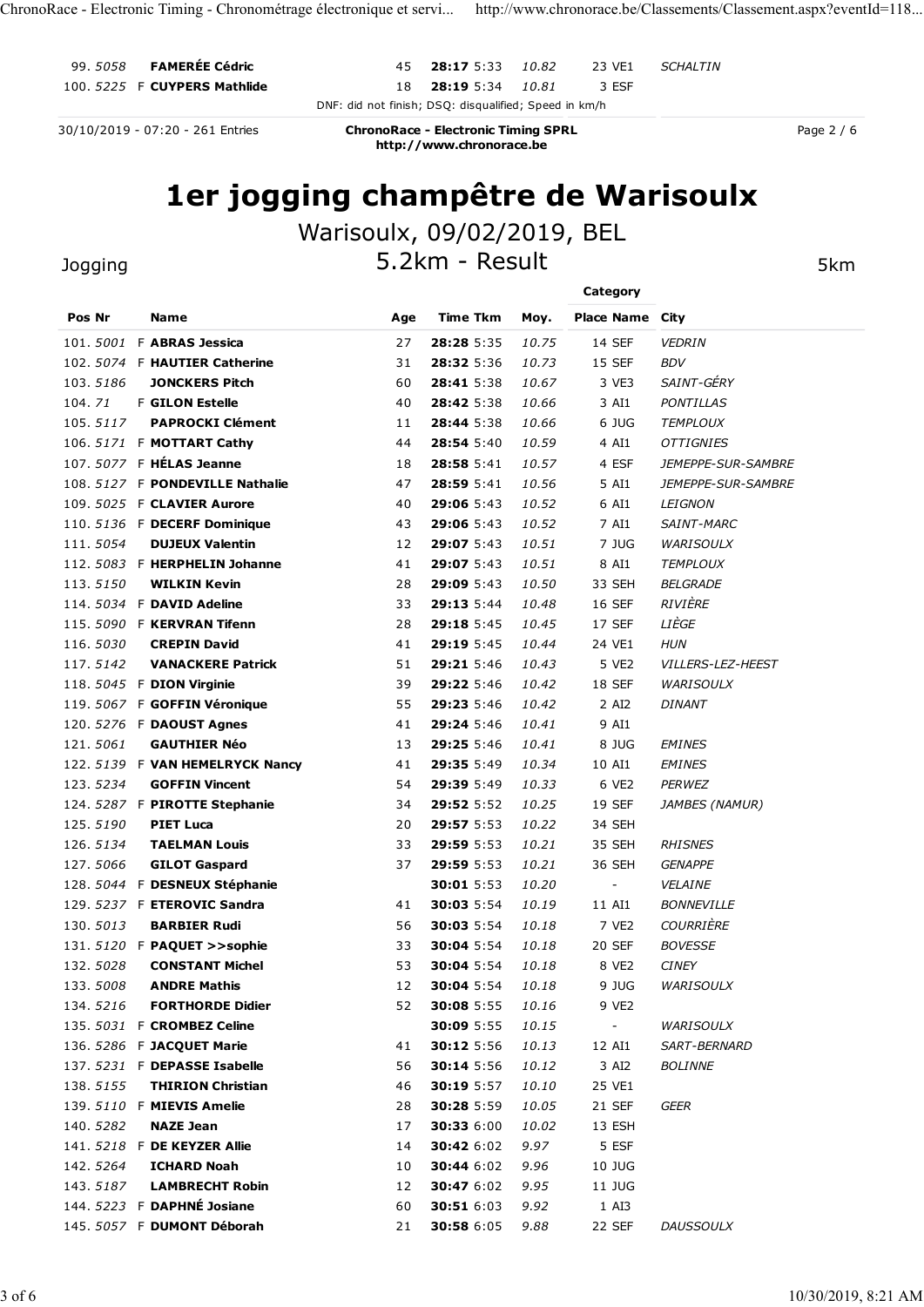| Pos | Nr | | Name | Age | Time | Tkm | Moy. | Place | Name | City |
|---|---|---|---|---|---|---|---|---|---|---|
| 99. | 5058 | | **FAMERÉE Cédric** | 45 | **28:17** | 5:33 | *10.82* | 23 | VE1 | *SCHALTIN* |
| 100. | 5225 | F | **CUYPERS Mathlide** | 18 | **28:19** | 5:34 | *10.81* | 3 | ESF | |

DNF: did not finish; DSQ: disqualified; Speed in km/h

30/10/2019 - 07:20 - 261 Entries — ChronoRace - Electronic Timing SPRL http://www.chronorace.be — Page 2 / 6

# 1er jogging champêtre de Warisoulx

Warisoulx, 09/02/2019, BEL

Jogging — 5.2km - Result — 5km

| Pos | Nr | | Name | Age | Time | Tkm | Moy. | Category Place | Category Name | City |
|---|---|---|---|---|---|---|---|---|---|---|
| 101. | 5001 | F | **ABRAS Jessica** | 27 | **28:28** | 5:35 | *10.75* | 14 | SEF | *VEDRIN* |
| 102. | 5074 | F | **HAUTIER Catherine** | 31 | **28:32** | 5:36 | *10.73* | 15 | SEF | *BDV* |
| 103. | 5186 | | **JONCKERS Pitch** | 60 | **28:41** | 5:38 | *10.67* | 3 | VE3 | *SAINT-GÉRY* |
| 104. | 71 | F | **GILON Estelle** | 40 | **28:42** | 5:38 | *10.66* | 3 | AI1 | *PONTILLAS* |
| 105. | 5117 | | **PAPROCKI Clément** | 11 | **28:44** | 5:38 | *10.66* | 6 | JUG | *TEMPLOUX* |
| 106. | 5171 | F | **MOTTART Cathy** | 44 | **28:54** | 5:40 | *10.59* | 4 | AI1 | *OTTIGNIES* |
| 107. | 5077 | F | **HÉLAS Jeanne** | 18 | **28:58** | 5:41 | *10.57* | 4 | ESF | *JEMEPPE-SUR-SAMBRE* |
| 108. | 5127 | F | **PONDEVILLE Nathalie** | 47 | **28:59** | 5:41 | *10.56* | 5 | AI1 | *JEMEPPE-SUR-SAMBRE* |
| 109. | 5025 | F | **CLAVIER Aurore** | 40 | **29:06** | 5:43 | *10.52* | 6 | AI1 | *LEIGNON* |
| 110. | 5136 | F | **DECERF Dominique** | 43 | **29:06** | 5:43 | *10.52* | 7 | AI1 | *SAINT-MARC* |
| 111. | 5054 | | **DUJEUX Valentin** | 12 | **29:07** | 5:43 | *10.51* | 7 | JUG | *WARISOULX* |
| 112. | 5083 | F | **HERPHELIN Johanne** | 41 | **29:07** | 5:43 | *10.51* | 8 | AI1 | *TEMPLOUX* |
| 113. | 5150 | | **WILKIN Kevin** | 28 | **29:09** | 5:43 | *10.50* | 33 | SEH | *BELGRADE* |
| 114. | 5034 | F | **DAVID Adeline** | 33 | **29:13** | 5:44 | *10.48* | 16 | SEF | *RIVIÈRE* |
| 115. | 5090 | F | **KERVRAN Tifenn** | 28 | **29:18** | 5:45 | *10.45* | 17 | SEF | *LIÈGE* |
| 116. | 5030 | | **CREPIN David** | 41 | **29:19** | 5:45 | *10.44* | 24 | VE1 | *HUN* |
| 117. | 5142 | | **VANACKERE Patrick** | 51 | **29:21** | 5:46 | *10.43* | 5 | VE2 | *VILLERS-LEZ-HEEST* |
| 118. | 5045 | F | **DION Virginie** | 39 | **29:22** | 5:46 | *10.42* | 18 | SEF | *WARISOULX* |
| 119. | 5067 | F | **GOFFIN Véronique** | 55 | **29:23** | 5:46 | *10.42* | 2 | AI2 | *DINANT* |
| 120. | 5276 | F | **DAOUST Agnes** | 41 | **29:24** | 5:46 | *10.41* | 9 | AI1 | |
| 121. | 5061 | | **GAUTHIER Néo** | 13 | **29:25** | 5:46 | *10.41* | 8 | JUG | *EMINES* |
| 122. | 5139 | F | **VAN HEMELRYCK Nancy** | 41 | **29:35** | 5:49 | *10.34* | 10 | AI1 | *EMINES* |
| 123. | 5234 | | **GOFFIN Vincent** | 54 | **29:39** | 5:49 | *10.33* | 6 | VE2 | *PERWEZ* |
| 124. | 5287 | F | **PIROTTE Stephanie** | 34 | **29:52** | 5:52 | *10.25* | 19 | SEF | *JAMBES (NAMUR)* |
| 125. | 5190 | | **PIET Luca** | 20 | **29:57** | 5:53 | *10.22* | 34 | SEH | |
| 126. | 5134 | | **TAELMAN Louis** | 33 | **29:59** | 5:53 | *10.21* | 35 | SEH | *RHISNES* |
| 127. | 5066 | | **GILOT Gaspard** | 37 | **29:59** | 5:53 | *10.21* | 36 | SEH | *GENAPPE* |
| 128. | 5044 | F | **DESNEUX Stéphanie** | | **30:01** | 5:53 | *10.20* | - | | *VELAINE* |
| 129. | 5237 | F | **ETEROVIC Sandra** | 41 | **30:03** | 5:54 | *10.19* | 11 | AI1 | *BONNEVILLE* |
| 130. | 5013 | | **BARBIER Rudi** | 56 | **30:03** | 5:54 | *10.18* | 7 | VE2 | *COURRIÈRE* |
| 131. | 5120 | F | **PAQUET >>sophie** | 33 | **30:04** | 5:54 | *10.18* | 20 | SEF | *BOVESSE* |
| 132. | 5028 | | **CONSTANT Michel** | 53 | **30:04** | 5:54 | *10.18* | 8 | VE2 | *CINEY* |
| 133. | 5008 | | **ANDRE Mathis** | 12 | **30:04** | 5:54 | *10.18* | 9 | JUG | *WARISOULX* |
| 134. | 5216 | | **FORTHORDE Didier** | 52 | **30:08** | 5:55 | *10.16* | 9 | VE2 | |
| 135. | 5031 | F | **CROMBEZ Celine** | | **30:09** | 5:55 | *10.15* | - | | *WARISOULX* |
| 136. | 5286 | F | **JACQUET Marie** | 41 | **30:12** | 5:56 | *10.13* | 12 | AI1 | *SART-BERNARD* |
| 137. | 5231 | F | **DEPASSE Isabelle** | 56 | **30:14** | 5:56 | *10.12* | 3 | AI2 | *BOLINNE* |
| 138. | 5155 | | **THIRION Christian** | 46 | **30:19** | 5:57 | *10.10* | 25 | VE1 | |
| 139. | 5110 | F | **MIEVIS Amelie** | 28 | **30:28** | 5:59 | *10.05* | 21 | SEF | *GEER* |
| 140. | 5282 | | **NAZE Jean** | 17 | **30:33** | 6:00 | *10.02* | 13 | ESH | |
| 141. | 5218 | F | **DE KEYZER Allie** | 14 | **30:42** | 6:02 | *9.97* | 5 | ESF | |
| 142. | 5264 | | **ICHARD Noah** | 10 | **30:44** | 6:02 | *9.96* | 10 | JUG | |
| 143. | 5187 | | **LAMBRECHT Robin** | 12 | **30:47** | 6:02 | *9.95* | 11 | JUG | |
| 144. | 5223 | F | **DAPHNÉ Josiane** | 60 | **30:51** | 6:03 | *9.92* | 1 | AI3 | |
| 145. | 5057 | F | **DUMONT Déborah** | 21 | **30:58** | 6:05 | *9.88* | 22 | SEF | *DAUSSOULX* |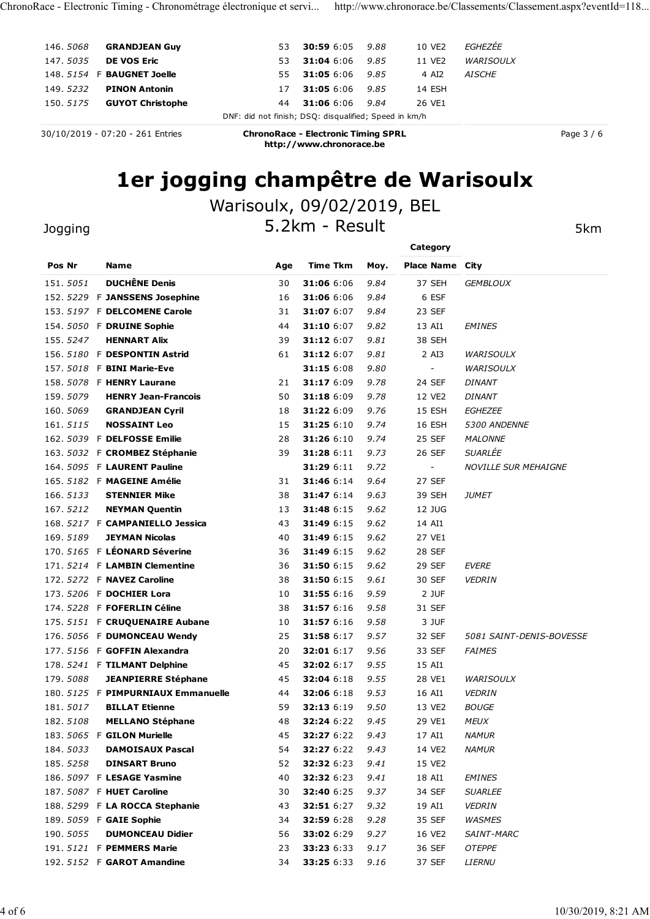| Pos | Nr | | Name | Age | Time | Tkm | Moy. | Place | Name | City |
|---|---|---|---|---|---|---|---|---|---|---|
| 146. | 5068 | | **GRANDJEAN Guy** | 53 | **30:59** | 6:05 | 9.88 | 10 | VE2 | EGHEZÉE |
| 147. | 5035 | | **DE VOS Eric** | 53 | **31:04** | 6:06 | 9.85 | 11 | VE2 | WARISOULX |
| 148. | 5154 | F | **BAUGNET Joelle** | 55 | **31:05** | 6:06 | 9.85 | 4 | AI2 | AISCHE |
| 149. | 5232 | | **PINON Antonin** | 17 | **31:05** | 6:06 | 9.85 | 14 | ESH | |
| 150. | 5175 | | **GUYOT Christophe** | 44 | **31:06** | 6:06 | 9.84 | 26 | VE1 | |

DNF: did not finish; DSQ: disqualified; Speed in km/h

30/10/2019 - 07:20 - 261 Entries

**ChronoRace - Electronic Timing SPRL**
**http://www.chronorace.be**

# 1er jogging champêtre de Warisoulx

## Warisoulx, 09/02/2019, BEL

## 5.2km - Result

Jogging — 5km

| Pos | Nr | | Name | Age | Time | Tkm | Moy. | Category Place | Category Name | City |
|---|---|---|---|---|---|---|---|---|---|---|
| 151. | 5051 | | **DUCHÊNE Denis** | 30 | **31:06** | 6:06 | 9.84 | 37 | SEH | GEMBLOUX |
| 152. | 5229 | F | **JANSSENS Josephine** | 16 | **31:06** | 6:06 | 9.84 | 6 | ESF | |
| 153. | 5197 | F | **DELCOMENE Carole** | 31 | **31:07** | 6:07 | 9.84 | 23 | SEF | |
| 154. | 5050 | F | **DRUINE Sophie** | 44 | **31:10** | 6:07 | 9.82 | 13 | AI1 | EMINES |
| 155. | 5247 | | **HENNART Alix** | 39 | **31:12** | 6:07 | 9.81 | 38 | SEH | |
| 156. | 5180 | F | **DESPONTIN Astrid** | 61 | **31:12** | 6:07 | 9.81 | 2 | AI3 | WARISOULX |
| 157. | 5018 | F | **BINI Marie-Eve** | | **31:15** | 6:08 | 9.80 | - | | WARISOULX |
| 158. | 5078 | F | **HENRY Laurane** | 21 | **31:17** | 6:09 | 9.78 | 24 | SEF | DINANT |
| 159. | 5079 | | **HENRY Jean-Francois** | 50 | **31:18** | 6:09 | 9.78 | 12 | VE2 | DINANT |
| 160. | 5069 | | **GRANDJEAN Cyril** | 18 | **31:22** | 6:09 | 9.76 | 15 | ESH | EGHEZEE |
| 161. | 5115 | | **NOSSAINT Leo** | 15 | **31:25** | 6:10 | 9.74 | 16 | ESH | 5300 ANDENNE |
| 162. | 5039 | F | **DELFOSSE Emilie** | 28 | **31:26** | 6:10 | 9.74 | 25 | SEF | MALONNE |
| 163. | 5032 | F | **CROMBEZ Stéphanie** | 39 | **31:28** | 6:11 | 9.73 | 26 | SEF | SUARLÉE |
| 164. | 5095 | F | **LAURENT Pauline** | | **31:29** | 6:11 | 9.72 | - | | NOVILLE SUR MEHAIGNE |
| 165. | 5182 | F | **MAGEINE Amélie** | 31 | **31:46** | 6:14 | 9.64 | 27 | SEF | |
| 166. | 5133 | | **STENNIER Mike** | 38 | **31:47** | 6:14 | 9.63 | 39 | SEH | JUMET |
| 167. | 5212 | | **NEYMAN Quentin** | 13 | **31:48** | 6:15 | 9.62 | 12 | JUG | |
| 168. | 5217 | F | **CAMPANIELLO Jessica** | 43 | **31:49** | 6:15 | 9.62 | 14 | AI1 | |
| 169. | 5189 | | **JEYMAN Nicolas** | 40 | **31:49** | 6:15 | 9.62 | 27 | VE1 | |
| 170. | 5165 | F | **LÉONARD Séverine** | 36 | **31:49** | 6:15 | 9.62 | 28 | SEF | |
| 171. | 5214 | F | **LAMBIN Clementine** | 36 | **31:50** | 6:15 | 9.62 | 29 | SEF | EVERE |
| 172. | 5272 | F | **NAVEZ Caroline** | 38 | **31:50** | 6:15 | 9.61 | 30 | SEF | VEDRIN |
| 173. | 5206 | F | **DOCHIER Lora** | 10 | **31:55** | 6:16 | 9.59 | 2 | JUF | |
| 174. | 5228 | F | **FOFERLIN Céline** | 38 | **31:57** | 6:16 | 9.58 | 31 | SEF | |
| 175. | 5151 | F | **CRUQUENAIRE Aubane** | 10 | **31:57** | 6:16 | 9.58 | 3 | JUF | |
| 176. | 5056 | F | **DUMONCEAU Wendy** | 25 | **31:58** | 6:17 | 9.57 | 32 | SEF | 5081 SAINT-DENIS-BOVESSE |
| 177. | 5156 | F | **GOFFIN Alexandra** | 20 | **32:01** | 6:17 | 9.56 | 33 | SEF | FAIMES |
| 178. | 5241 | F | **TILMANT Delphine** | 45 | **32:02** | 6:17 | 9.55 | 15 | AI1 | |
| 179. | 5088 | | **JEANPIERRE Stéphane** | 45 | **32:04** | 6:18 | 9.55 | 28 | VE1 | WARISOULX |
| 180. | 5125 | F | **PIMPURNIAUX Emmanuelle** | 44 | **32:06** | 6:18 | 9.53 | 16 | AI1 | VEDRIN |
| 181. | 5017 | | **BILLAT Etienne** | 59 | **32:13** | 6:19 | 9.50 | 13 | VE2 | BOUGE |
| 182. | 5108 | | **MELLANO Stéphane** | 48 | **32:24** | 6:22 | 9.45 | 29 | VE1 | MEUX |
| 183. | 5065 | F | **GILON Murielle** | 45 | **32:27** | 6:22 | 9.43 | 17 | AI1 | NAMUR |
| 184. | 5033 | | **DAMOISAUX Pascal** | 54 | **32:27** | 6:22 | 9.43 | 14 | VE2 | NAMUR |
| 185. | 5258 | | **DINSART Bruno** | 52 | **32:32** | 6:23 | 9.41 | 15 | VE2 | |
| 186. | 5097 | F | **LESAGE Yasmine** | 40 | **32:32** | 6:23 | 9.41 | 18 | AI1 | EMINES |
| 187. | 5087 | F | **HUET Caroline** | 30 | **32:40** | 6:25 | 9.37 | 34 | SEF | SUARLEE |
| 188. | 5299 | F | **LA ROCCA Stephanie** | 43 | **32:51** | 6:27 | 9.32 | 19 | AI1 | VEDRIN |
| 189. | 5059 | F | **GAIE Sophie** | 34 | **32:59** | 6:28 | 9.28 | 35 | SEF | WASMES |
| 190. | 5055 | | **DUMONCEAU Didier** | 56 | **33:02** | 6:29 | 9.27 | 16 | VE2 | SAINT-MARC |
| 191. | 5121 | F | **PEMMERS Marie** | 23 | **33:23** | 6:33 | 9.17 | 36 | SEF | OTEPPE |
| 192. | 5152 | F | **GAROT Amandine** | 34 | **33:25** | 6:33 | 9.16 | 37 | SEF | LIERNU |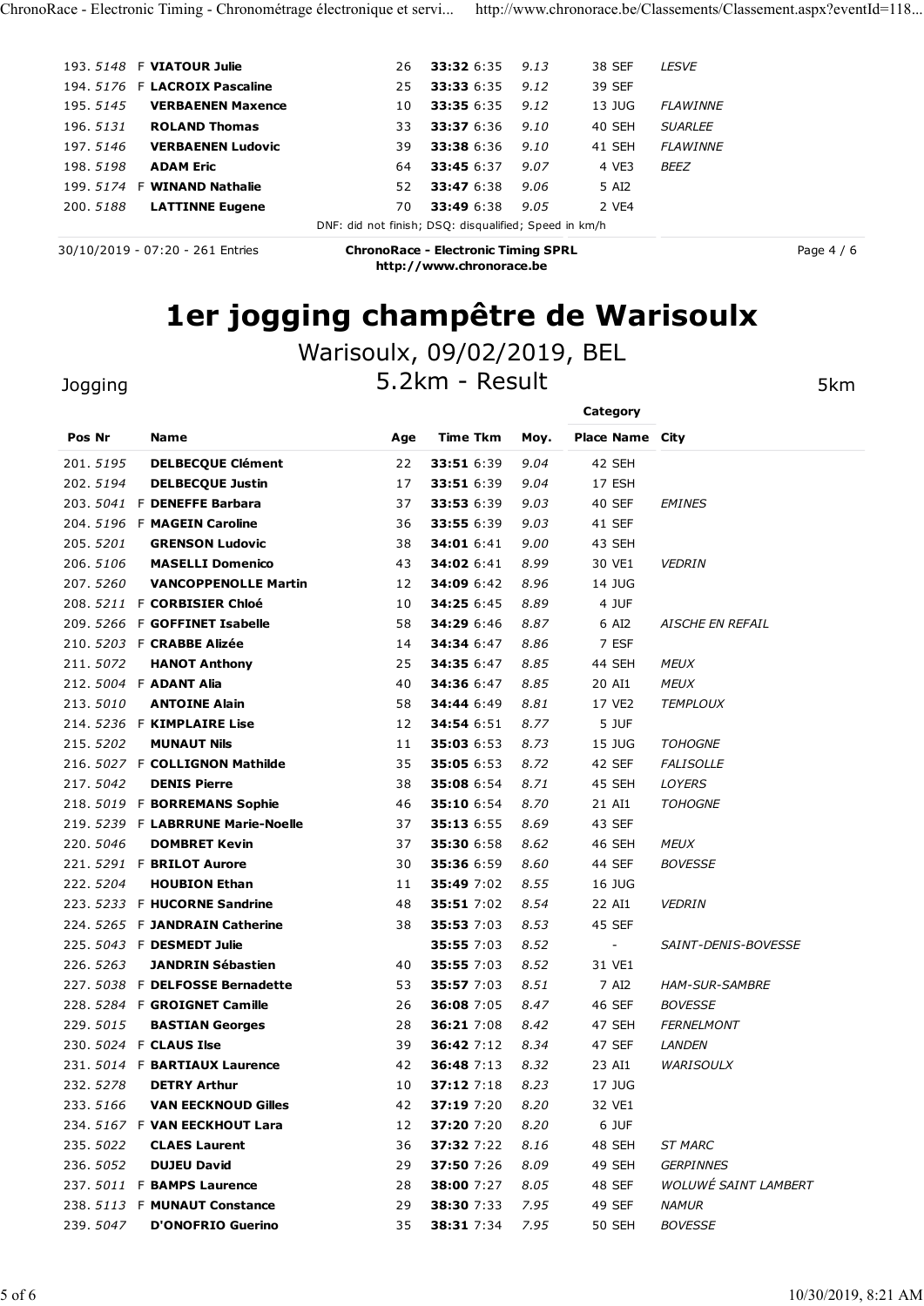| Pos | Nr | | Name | Age | Time | Tkm | Moy. | Place | Name | City |
|---|---|---|---|---|---|---|---|---|---|---|
| 193. | 5148 | F | **VIATOUR Julie** | 26 | **33:32** | 6:35 | *9.13* | 38 | SEF | *LESVE* |
| 194. | 5176 | F | **LACROIX Pascaline** | 25 | **33:33** | 6:35 | *9.12* | 39 | SEF | |
| 195. | 5145 | | **VERBAENEN Maxence** | 10 | **33:35** | 6:35 | *9.12* | 13 | JUG | *FLAWINNE* |
| 196. | 5131 | | **ROLAND Thomas** | 33 | **33:37** | 6:36 | *9.10* | 40 | SEH | *SUARLEE* |
| 197. | 5146 | | **VERBAENEN Ludovic** | 39 | **33:38** | 6:36 | *9.10* | 41 | SEH | *FLAWINNE* |
| 198. | 5198 | | **ADAM Eric** | 64 | **33:45** | 6:37 | *9.07* | 4 | VE3 | *BEEZ* |
| 199. | 5174 | F | **WINAND Nathalie** | 52 | **33:47** | 6:38 | *9.06* | 5 | AI2 | |
| 200. | 5188 | | **LATTINNE Eugene** | 70 | **33:49** | 6:38 | *9.05* | 2 | VE4 | |

DNF: did not finish; DSQ: disqualified; Speed in km/h

# 1er jogging champêtre de Warisoulx

## Warisoulx, 09/02/2019, BEL

Jogging — 5.2km - Result — 5km

| Pos | Nr | | Name | Age | Time | Tkm | Moy. | Category Place | Category Name | City |
|---|---|---|---|---|---|---|---|---|---|---|
| 201. | 5195 | | **DELBECQUE Clément** | 22 | **33:51** | 6:39 | *9.04* | 42 | SEH | |
| 202. | 5194 | | **DELBECQUE Justin** | 17 | **33:51** | 6:39 | *9.04* | 17 | ESH | |
| 203. | 5041 | F | **DENEFFE Barbara** | 37 | **33:53** | 6:39 | *9.03* | 40 | SEF | *EMINES* |
| 204. | 5196 | F | **MAGEIN Caroline** | 36 | **33:55** | 6:39 | *9.03* | 41 | SEF | |
| 205. | 5201 | | **GRENSON Ludovic** | 38 | **34:01** | 6:41 | *9.00* | 43 | SEH | |
| 206. | 5106 | | **MASELLI Domenico** | 43 | **34:02** | 6:41 | *8.99* | 30 | VE1 | *VEDRIN* |
| 207. | 5260 | | **VANCOPPENOLLE Martin** | 12 | **34:09** | 6:42 | *8.96* | 14 | JUG | |
| 208. | 5211 | F | **CORBISIER Chloé** | 10 | **34:25** | 6:45 | *8.89* | 4 | JUF | |
| 209. | 5266 | F | **GOFFINET Isabelle** | 58 | **34:29** | 6:46 | *8.87* | 6 | AI2 | *AISCHE EN REFAIL* |
| 210. | 5203 | F | **CRABBE Alizée** | 14 | **34:34** | 6:47 | *8.86* | 7 | ESF | |
| 211. | 5072 | | **HANOT Anthony** | 25 | **34:35** | 6:47 | *8.85* | 44 | SEH | *MEUX* |
| 212. | 5004 | F | **ADANT Alia** | 40 | **34:36** | 6:47 | *8.85* | 20 | AI1 | *MEUX* |
| 213. | 5010 | | **ANTOINE Alain** | 58 | **34:44** | 6:49 | *8.81* | 17 | VE2 | *TEMPLOUX* |
| 214. | 5236 | F | **KIMPLAIRE Lise** | 12 | **34:54** | 6:51 | *8.77* | 5 | JUF | |
| 215. | 5202 | | **MUNAUT Nils** | 11 | **35:03** | 6:53 | *8.73* | 15 | JUG | *TOHOGNE* |
| 216. | 5027 | F | **COLLIGNON Mathilde** | 35 | **35:05** | 6:53 | *8.72* | 42 | SEF | *FALISOLLE* |
| 217. | 5042 | | **DENIS Pierre** | 38 | **35:08** | 6:54 | *8.71* | 45 | SEH | *LOYERS* |
| 218. | 5019 | F | **BORREMANS Sophie** | 46 | **35:10** | 6:54 | *8.70* | 21 | AI1 | *TOHOGNE* |
| 219. | 5239 | F | **LABRRUNE Marie-Noelle** | 37 | **35:13** | 6:55 | *8.69* | 43 | SEF | |
| 220. | 5046 | | **DOMBRET Kevin** | 37 | **35:30** | 6:58 | *8.62* | 46 | SEH | *MEUX* |
| 221. | 5291 | F | **BRILOT Aurore** | 30 | **35:36** | 6:59 | *8.60* | 44 | SEF | *BOVESSE* |
| 222. | 5204 | | **HOUBION Ethan** | 11 | **35:49** | 7:02 | *8.55* | 16 | JUG | |
| 223. | 5233 | F | **HUCORNE Sandrine** | 48 | **35:51** | 7:02 | *8.54* | 22 | AI1 | *VEDRIN* |
| 224. | 5265 | F | **JANDRAIN Catherine** | 38 | **35:53** | 7:03 | *8.53* | 45 | SEF | |
| 225. | 5043 | F | **DESMEDT Julie** | | **35:55** | 7:03 | *8.52* | - | | *SAINT-DENIS-BOVESSE* |
| 226. | 5263 | | **JANDRIN Sébastien** | 40 | **35:55** | 7:03 | *8.52* | 31 | VE1 | |
| 227. | 5038 | F | **DELFOSSE Bernadette** | 53 | **35:57** | 7:03 | *8.51* | 7 | AI2 | *HAM-SUR-SAMBRE* |
| 228. | 5284 | F | **GROIGNET Camille** | 26 | **36:08** | 7:05 | *8.47* | 46 | SEF | *BOVESSE* |
| 229. | 5015 | | **BASTIAN Georges** | 28 | **36:21** | 7:08 | *8.42* | 47 | SEH | *FERNELMONT* |
| 230. | 5024 | F | **CLAUS Ilse** | 39 | **36:42** | 7:12 | *8.34* | 47 | SEF | *LANDEN* |
| 231. | 5014 | F | **BARTIAUX Laurence** | 42 | **36:48** | 7:13 | *8.32* | 23 | AI1 | *WARISOULX* |
| 232. | 5278 | | **DETRY Arthur** | 10 | **37:12** | 7:18 | *8.23* | 17 | JUG | |
| 233. | 5166 | | **VAN EECKNOUD Gilles** | 42 | **37:19** | 7:20 | *8.20* | 32 | VE1 | |
| 234. | 5167 | F | **VAN EECKHOUT Lara** | 12 | **37:20** | 7:20 | *8.20* | 6 | JUF | |
| 235. | 5022 | | **CLAES Laurent** | 36 | **37:32** | 7:22 | *8.16* | 48 | SEH | *ST MARC* |
| 236. | 5052 | | **DUJEU David** | 29 | **37:50** | 7:26 | *8.09* | 49 | SEH | *GERPINNES* |
| 237. | 5011 | F | **BAMPS Laurence** | 28 | **38:00** | 7:27 | *8.05* | 48 | SEF | *WOLUWÉ SAINT LAMBERT* |
| 238. | 5113 | F | **MUNAUT Constance** | 29 | **38:30** | 7:33 | *7.95* | 49 | SEF | *NAMUR* |
| 239. | 5047 | | **D'ONOFRIO Guerino** | 35 | **38:31** | 7:34 | *7.95* | 50 | SEH | *BOVESSE* |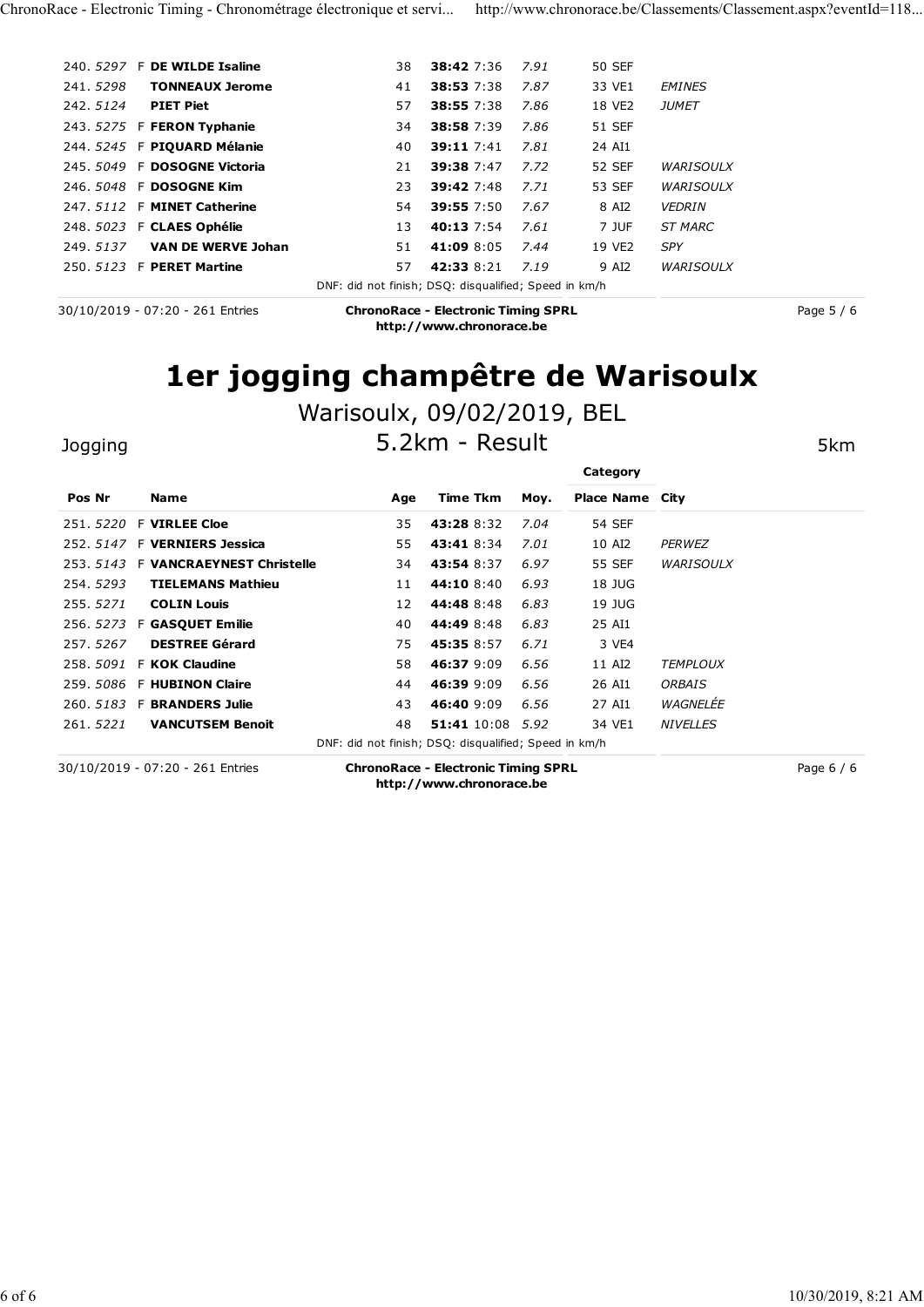| Pos | Nr | | Name | Age | Time | Tkm | Moy. | Place | Name | City |
|---|---|---|---|---|---|---|---|---|---|---|
| 240. | 5297 | F | **DE WILDE Isaline** | 38 | **38:42** | 7:36 | 7.91 | 50 | SEF | |
| 241. | 5298 | | **TONNEAUX Jerome** | 41 | **38:53** | 7:38 | 7.87 | 33 | VE1 | EMINES |
| 242. | 5124 | | **PIET Piet** | 57 | **38:55** | 7:38 | 7.86 | 18 | VE2 | JUMET |
| 243. | 5275 | F | **FERON Typhanie** | 34 | **38:58** | 7:39 | 7.86 | 51 | SEF | |
| 244. | 5245 | F | **PIQUARD Mélanie** | 40 | **39:11** | 7:41 | 7.81 | 24 | AI1 | |
| 245. | 5049 | F | **DOSOGNE Victoria** | 21 | **39:38** | 7:47 | 7.72 | 52 | SEF | WARISOULX |
| 246. | 5048 | F | **DOSOGNE Kim** | 23 | **39:42** | 7:48 | 7.71 | 53 | SEF | WARISOULX |
| 247. | 5112 | F | **MINET Catherine** | 54 | **39:55** | 7:50 | 7.67 | 8 | AI2 | VEDRIN |
| 248. | 5023 | F | **CLAES Ophélie** | 13 | **40:13** | 7:54 | 7.61 | 7 | JUF | ST MARC |
| 249. | 5137 | | **VAN DE WERVE Johan** | 51 | **41:09** | 8:05 | 7.44 | 19 | VE2 | SPY |
| 250. | 5123 | F | **PERET Martine** | 57 | **42:33** | 8:21 | 7.19 | 9 | AI2 | WARISOULX |

DNF: did not finish; DSQ: disqualified; Speed in km/h

30/10/2019 - 07:20 - 261 Entries — **ChronoRace - Electronic Timing SPRL** **http://www.chronorace.be** — Page 5 / 6

# 1er jogging champêtre de Warisoulx

## Warisoulx, 09/02/2019, BEL

Jogging — 5.2km - Result — 5km

| Pos | Nr | | Name | Age | Time | Tkm | Moy. | Category Place | Category Name | City |
|---|---|---|---|---|---|---|---|---|---|---|
| 251. | 5220 | F | **VIRLEE Cloe** | 35 | **43:28** | 8:32 | 7.04 | 54 | SEF | |
| 252. | 5147 | F | **VERNIERS Jessica** | 55 | **43:41** | 8:34 | 7.01 | 10 | AI2 | PERWEZ |
| 253. | 5143 | F | **VANCRAEYNEST Christelle** | 34 | **43:54** | 8:37 | 6.97 | 55 | SEF | WARISOULX |
| 254. | 5293 | | **TIELEMANS Mathieu** | 11 | **44:10** | 8:40 | 6.93 | 18 | JUG | |
| 255. | 5271 | | **COLIN Louis** | 12 | **44:48** | 8:48 | 6.83 | 19 | JUG | |
| 256. | 5273 | F | **GASQUET Emilie** | 40 | **44:49** | 8:48 | 6.83 | 25 | AI1 | |
| 257. | 5267 | | **DESTREE Gérard** | 75 | **45:35** | 8:57 | 6.71 | 3 | VE4 | |
| 258. | 5091 | F | **KOK Claudine** | 58 | **46:37** | 9:09 | 6.56 | 11 | AI2 | TEMPLOUX |
| 259. | 5086 | F | **HUBINON Claire** | 44 | **46:39** | 9:09 | 6.56 | 26 | AI1 | ORBAIS |
| 260. | 5183 | F | **BRANDERS Julie** | 43 | **46:40** | 9:09 | 6.56 | 27 | AI1 | WAGNELÉE |
| 261. | 5221 | | **VANCUTSEM Benoit** | 48 | **51:41** | 10:08 | 5.92 | 34 | VE1 | NIVELLES |

DNF: did not finish; DSQ: disqualified; Speed in km/h

30/10/2019 - 07:20 - 261 Entries — **ChronoRace - Electronic Timing SPRL** **http://www.chronorace.be** — Page 6 / 6